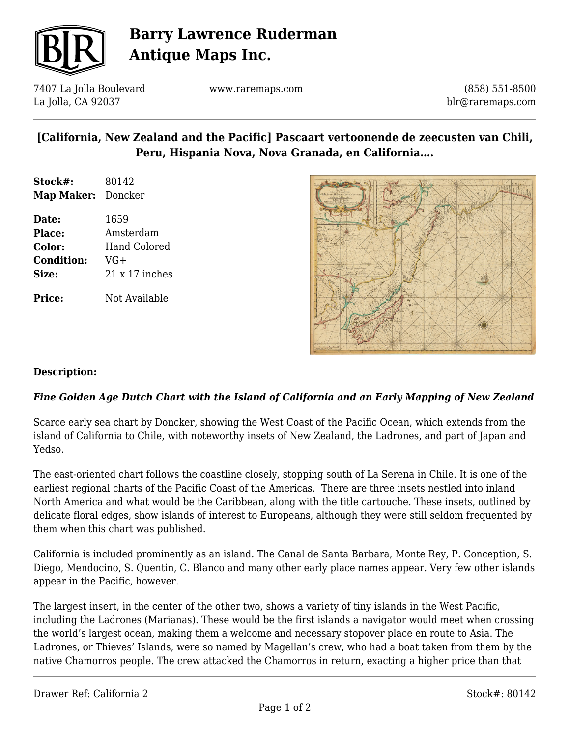# Barry Lawrence Ruderman Antique Maps Inc.

7407 La Jolla Boulevard
La Jolla, CA 92037

www.raremaps.com

(858) 551-8500
blr@raremaps.com

## [California, New Zealand and the Pacific] Pascaart vertoonende de zeecusten van Chili, Peru, Hispania Nova, Nova Granada, en California....

**Stock#:** 80142
**Map Maker:** Doncker

**Date:** 1659
**Place:** Amsterdam
**Color:** Hand Colored
**Condition:** VG+
**Size:** 21 x 17 inches

**Price:** Not Available

**Description:**

***Fine Golden Age Dutch Chart with the Island of California and an Early Mapping of New Zealand***

Scarce early sea chart by Doncker, showing the West Coast of the Pacific Ocean, which extends from the island of California to Chile, with noteworthy insets of New Zealand, the Ladrones, and part of Japan and Yedso.

The east-oriented chart follows the coastline closely, stopping south of La Serena in Chile. It is one of the earliest regional charts of the Pacific Coast of the Americas. There are three insets nestled into inland North America and what would be the Caribbean, along with the title cartouche. These insets, outlined by delicate floral edges, show islands of interest to Europeans, although they were still seldom frequented by them when this chart was published.

California is included prominently as an island. The Canal de Santa Barbara, Monte Rey, P. Conception, S. Diego, Mendocino, S. Quentin, C. Blanco and many other early place names appear. Very few other islands appear in the Pacific, however.

The largest insert, in the center of the other two, shows a variety of tiny islands in the West Pacific, including the Ladrones (Marianas). These would be the first islands a navigator would meet when crossing the world's largest ocean, making them a welcome and necessary stopover place en route to Asia. The Ladrones, or Thieves' Islands, were so named by Magellan's crew, who had a boat taken from them by the native Chamorros people. The crew attacked the Chamorros in return, exacting a higher price than that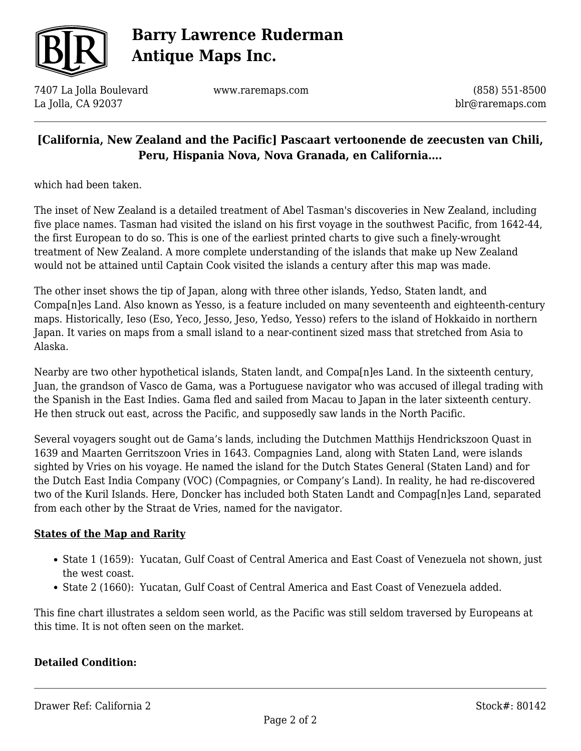which had been taken.

The inset of New Zealand is a detailed treatment of Abel Tasman's discoveries in New Zealand, including five place names. Tasman had visited the island on his first voyage in the southwest Pacific, from 1642-44, the first European to do so. This is one of the earliest printed charts to give such a finely-wrought treatment of New Zealand. A more complete understanding of the islands that make up New Zealand would not be attained until Captain Cook visited the islands a century after this map was made.

The other inset shows the tip of Japan, along with three other islands, Yedso, Staten landt, and Compa[n]es Land. Also known as Yesso, is a feature included on many seventeenth and eighteenth-century maps. Historically, Ieso (Eso, Yeco, Jesso, Jeso, Yedso, Yesso) refers to the island of Hokkaido in northern Japan. It varies on maps from a small island to a near-continent sized mass that stretched from Asia to Alaska.

Nearby are two other hypothetical islands, Staten landt, and Compa[n]es Land. In the sixteenth century, Juan, the grandson of Vasco de Gama, was a Portuguese navigator who was accused of illegal trading with the Spanish in the East Indies. Gama fled and sailed from Macau to Japan in the later sixteenth century. He then struck out east, across the Pacific, and supposedly saw lands in the North Pacific.

Several voyagers sought out de Gama's lands, including the Dutchmen Matthijs Hendrickszoon Quast in 1639 and Maarten Gerritszoon Vries in 1643. Compagnies Land, along with Staten Land, were islands sighted by Vries on his voyage. He named the island for the Dutch States General (Staten Land) and for the Dutch East India Company (VOC) (Compagnies, or Company's Land). In reality, he had re-discovered two of the Kuril Islands. Here, Doncker has included both Staten Landt and Compag[n]es Land, separated from each other by the Straat de Vries, named for the navigator.

**States of the Map and Rarity**

- State 1 (1659): Yucatan, Gulf Coast of Central America and East Coast of Venezuela not shown, just the west coast.
- State 2 (1660): Yucatan, Gulf Coast of Central America and East Coast of Venezuela added.

This fine chart illustrates a seldom seen world, as the Pacific was still seldom traversed by Europeans at this time. It is not often seen on the market.

**Detailed Condition:**

Drawer Ref: California 2

Stock#: 80142